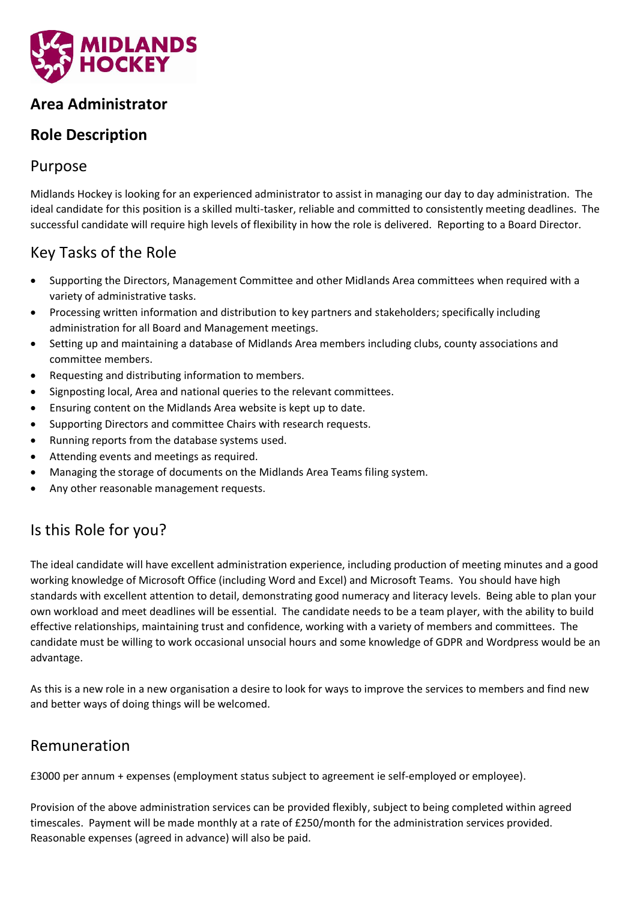# Area Administrator

## Role Description

### Purpose

Midlands Hockey is looking for an experienced administrator to assist in managing our day to day administration. The ideal candidate for this position is a skilled multi-tasker, reliable and committed to consistently meeting deadlines. The successful candidate will require high levels of flexibility in how the role is delivered. Reporting to a Board Director.

### Key Tasks of the Role

- Supporting the Directors, Management Committee and other Midlands Area committees when required with a variety of administrative tasks.
- Processing written information and distribution to key partners and stakeholders; specifically including administration for all Board and Management meetings.
- Setting up and maintaining a database of Midlands Area members including clubs, county associations and committee members.
- Requesting and distributing information to members.
- Signposting local, Area and national queries to the relevant committees.
- Ensuring content on the Midlands Area website is kept up to date.
- Supporting Directors and committee Chairs with research requests.
- Running reports from the database systems used.
- Attending events and meetings as required.
- Managing the storage of documents on the Midlands Area Teams filing system.
- Any other reasonable management requests.

### Is this Role for you?

The ideal candidate will have excellent administration experience, including production of meeting minutes and a good working knowledge of Microsoft Office (including Word and Excel) and Microsoft Teams. You should have high standards with excellent attention to detail, demonstrating good numeracy and literacy levels. Being able to plan your own workload and meet deadlines will be essential. The candidate needs to be a team player, with the ability to build effective relationships, maintaining trust and confidence, working with a variety of members and committees. The candidate must be willing to work occasional unsocial hours and some knowledge of GDPR and Wordpress would be an advantage.

As this is a new role in a new organisation a desire to look for ways to improve the services to members and find new and better ways of doing things will be welcomed.

### Remuneration

£3000 per annum + expenses (employment status subject to agreement ie self-employed or employee).

Provision of the above administration services can be provided flexibly, subject to being completed within agreed timescales. Payment will be made monthly at a rate of £250/month for the administration services provided. Reasonable expenses (agreed in advance) will also be paid.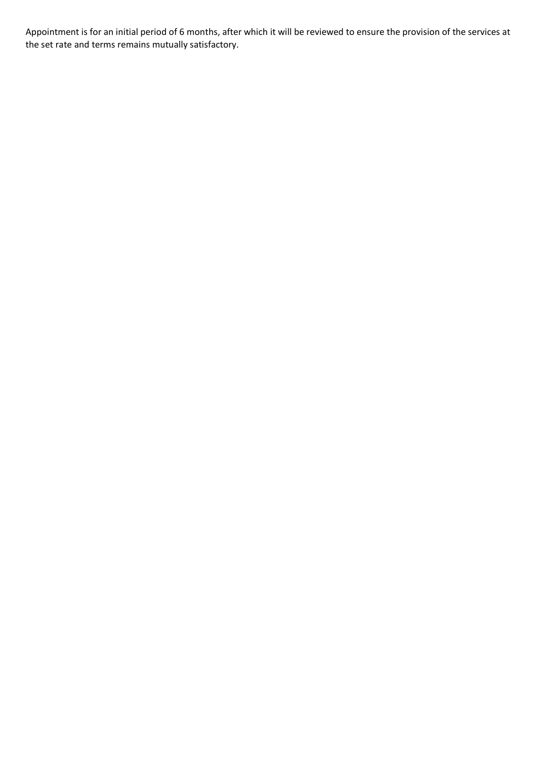Appointment is for an initial period of 6 months, after which it will be reviewed to ensure the provision of the services at the set rate and terms remains mutually satisfactory.